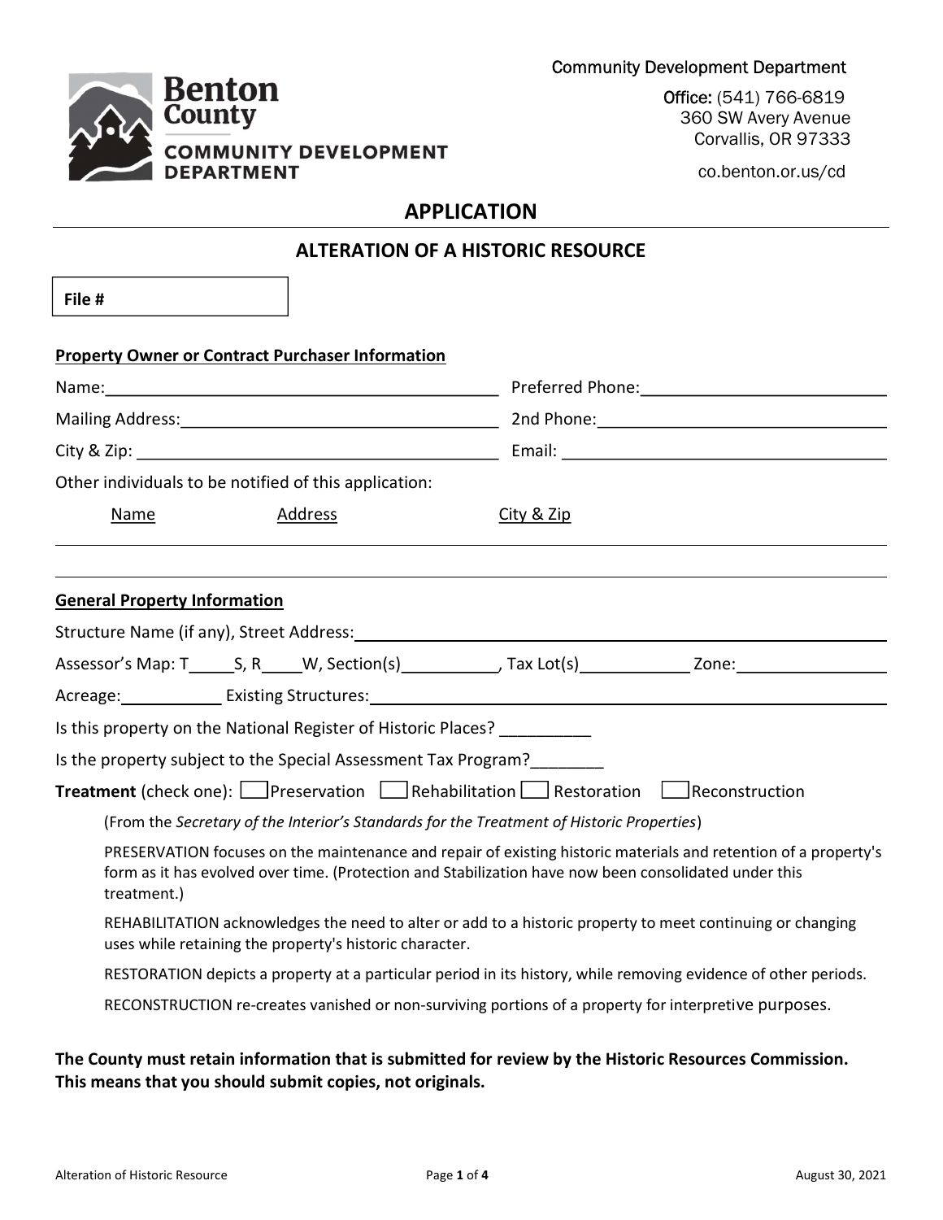Community Development Department

Office: (541) 766-6819
360 SW Avery Avenue
Corvallis, OR 97333

co.benton.or.us/cd

Benton County
COMMUNITY DEVELOPMENT DEPARTMENT

# APPLICATION

## ALTERATION OF A HISTORIC RESOURCE

**File #**

**Property Owner or Contract Purchaser Information**

Name:\_\_\_\_\_\_\_\_\_\_\_\_\_\_\_\_\_\_\_\_\_\_\_\_\_\_\_\_\_\_\_\_\_\_\_\_\_\_ Preferred Phone:\_\_\_\_\_\_\_\_\_\_\_\_\_\_\_\_\_\_\_\_\_\_\_\_

Mailing Address:\_\_\_\_\_\_\_\_\_\_\_\_\_\_\_\_\_\_\_\_\_\_\_\_\_\_\_\_\_\_\_ 2nd Phone:\_\_\_\_\_\_\_\_\_\_\_\_\_\_\_\_\_\_\_\_\_\_\_\_\_\_\_\_

City & Zip: \_\_\_\_\_\_\_\_\_\_\_\_\_\_\_\_\_\_\_\_\_\_\_\_\_\_\_\_\_\_\_\_\_\_\_ Email: \_\_\_\_\_\_\_\_\_\_\_\_\_\_\_\_\_\_\_\_\_\_\_\_\_\_\_\_\_\_\_\_\_

Other individuals to be notified of this application:

| Name | Address | City & Zip |
|---|---|---|
| | | |
| | | |

**General Property Information**

Structure Name (if any), Street Address:\_\_\_\_\_\_\_\_\_\_\_\_\_\_\_\_\_\_\_\_\_\_\_\_\_\_\_\_\_\_\_\_\_\_\_\_\_\_\_\_\_\_\_\_\_\_\_\_\_

Assessor's Map: T\_\_\_\_\_S, R\_\_\_\_W, Section(s)\_\_\_\_\_\_\_\_\_\_, Tax Lot(s)\_\_\_\_\_\_\_\_\_\_\_\_ Zone:\_\_\_\_\_\_\_\_\_\_\_\_\_\_\_\_

Acreage:\_\_\_\_\_\_\_\_\_\_\_ Existing Structures:\_\_\_\_\_\_\_\_\_\_\_\_\_\_\_\_\_\_\_\_\_\_\_\_\_\_\_\_\_\_\_\_\_\_\_\_\_\_\_\_\_\_\_\_\_\_\_\_\_\_\_\_\_

Is this property on the National Register of Historic Places? \_\_\_\_\_\_\_\_\_\_

Is the property subject to the Special Assessment Tax Program?\_\_\_\_\_\_\_\_

**Treatment** (check one): ☐ Preservation ☐ Rehabilitation ☐ Restoration ☐ Reconstruction

(From the *Secretary of the Interior's Standards for the Treatment of Historic Properties*)

PRESERVATION focuses on the maintenance and repair of existing historic materials and retention of a property's form as it has evolved over time. (Protection and Stabilization have now been consolidated under this treatment.)

REHABILITATION acknowledges the need to alter or add to a historic property to meet continuing or changing uses while retaining the property's historic character.

RESTORATION depicts a property at a particular period in its history, while removing evidence of other periods.

RECONSTRUCTION re-creates vanished or non-surviving portions of a property for interpretive purposes.

**The County must retain information that is submitted for review by the Historic Resources Commission. This means that you should submit copies, not originals.**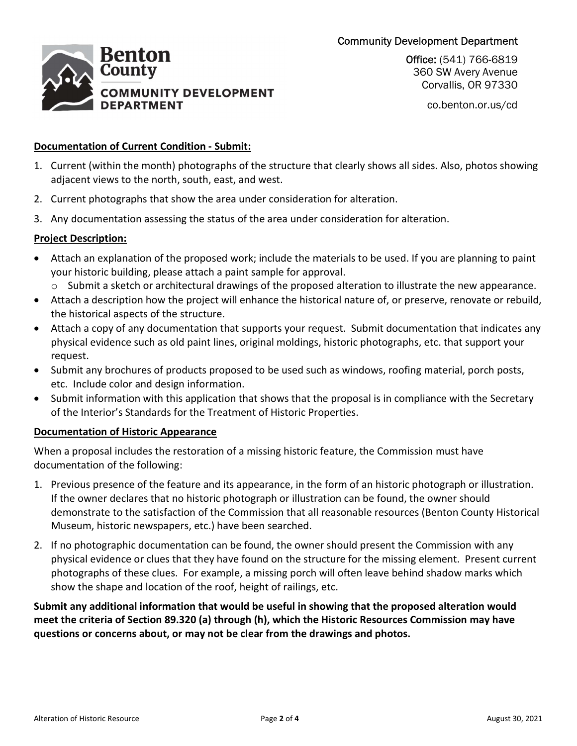**Documentation of Current Condition - Submit:**

1. Current (within the month) photographs of the structure that clearly shows all sides. Also, photos showing adjacent views to the north, south, east, and west.
2. Current photographs that show the area under consideration for alteration.
3. Any documentation assessing the status of the area under consideration for alteration.

**Project Description:**

- Attach an explanation of the proposed work; include the materials to be used. If you are planning to paint your historic building, please attach a paint sample for approval.
  - Submit a sketch or architectural drawings of the proposed alteration to illustrate the new appearance.
- Attach a description how the project will enhance the historical nature of, or preserve, renovate or rebuild, the historical aspects of the structure.
- Attach a copy of any documentation that supports your request. Submit documentation that indicates any physical evidence such as old paint lines, original moldings, historic photographs, etc. that support your request.
- Submit any brochures of products proposed to be used such as windows, roofing material, porch posts, etc. Include color and design information.
- Submit information with this application that shows that the proposal is in compliance with the Secretary of the Interior's Standards for the Treatment of Historic Properties.

**Documentation of Historic Appearance**

When a proposal includes the restoration of a missing historic feature, the Commission must have documentation of the following:

1. Previous presence of the feature and its appearance, in the form of an historic photograph or illustration. If the owner declares that no historic photograph or illustration can be found, the owner should demonstrate to the satisfaction of the Commission that all reasonable resources (Benton County Historical Museum, historic newspapers, etc.) have been searched.
2. If no photographic documentation can be found, the owner should present the Commission with any physical evidence or clues that they have found on the structure for the missing element. Present current photographs of these clues. For example, a missing porch will often leave behind shadow marks which show the shape and location of the roof, height of railings, etc.

**Submit any additional information that would be useful in showing that the proposed alteration would meet the criteria of Section 89.320 (a) through (h), which the Historic Resources Commission may have questions or concerns about, or may not be clear from the drawings and photos.**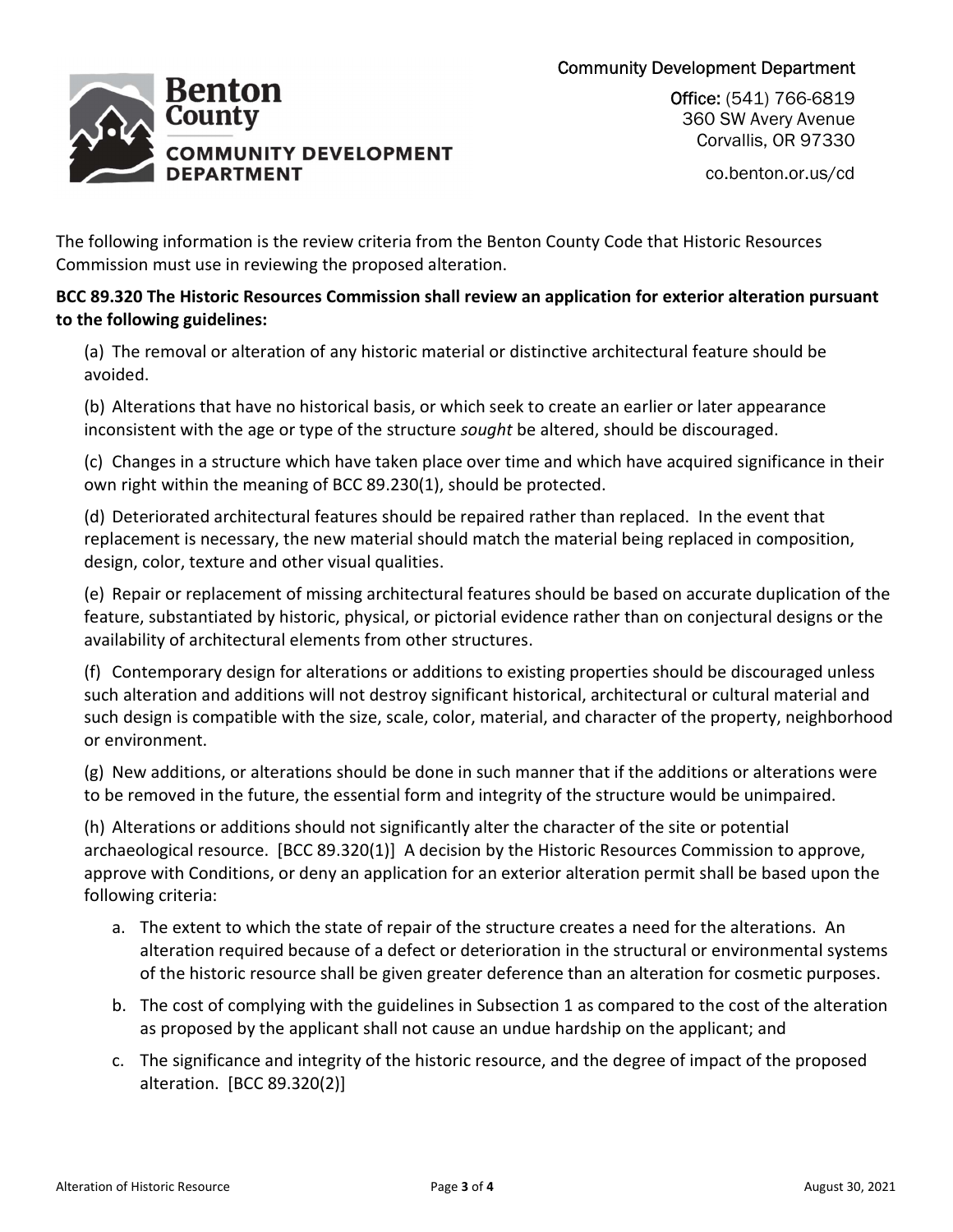The following information is the review criteria from the Benton County Code that Historic Resources Commission must use in reviewing the proposed alteration.

**BCC 89.320 The Historic Resources Commission shall review an application for exterior alteration pursuant to the following guidelines:**

(a) The removal or alteration of any historic material or distinctive architectural feature should be avoided.

(b) Alterations that have no historical basis, or which seek to create an earlier or later appearance inconsistent with the age or type of the structure *sought* be altered, should be discouraged.

(c) Changes in a structure which have taken place over time and which have acquired significance in their own right within the meaning of BCC 89.230(1), should be protected.

(d) Deteriorated architectural features should be repaired rather than replaced. In the event that replacement is necessary, the new material should match the material being replaced in composition, design, color, texture and other visual qualities.

(e) Repair or replacement of missing architectural features should be based on accurate duplication of the feature, substantiated by historic, physical, or pictorial evidence rather than on conjectural designs or the availability of architectural elements from other structures.

(f) Contemporary design for alterations or additions to existing properties should be discouraged unless such alteration and additions will not destroy significant historical, architectural or cultural material and such design is compatible with the size, scale, color, material, and character of the property, neighborhood or environment.

(g) New additions, or alterations should be done in such manner that if the additions or alterations were to be removed in the future, the essential form and integrity of the structure would be unimpaired.

(h) Alterations or additions should not significantly alter the character of the site or potential archaeological resource. [BCC 89.320(1)] A decision by the Historic Resources Commission to approve, approve with Conditions, or deny an application for an exterior alteration permit shall be based upon the following criteria:

a. The extent to which the state of repair of the structure creates a need for the alterations. An alteration required because of a defect or deterioration in the structural or environmental systems of the historic resource shall be given greater deference than an alteration for cosmetic purposes.

b. The cost of complying with the guidelines in Subsection 1 as compared to the cost of the alteration as proposed by the applicant shall not cause an undue hardship on the applicant; and

c. The significance and integrity of the historic resource, and the degree of impact of the proposed alteration. [BCC 89.320(2)]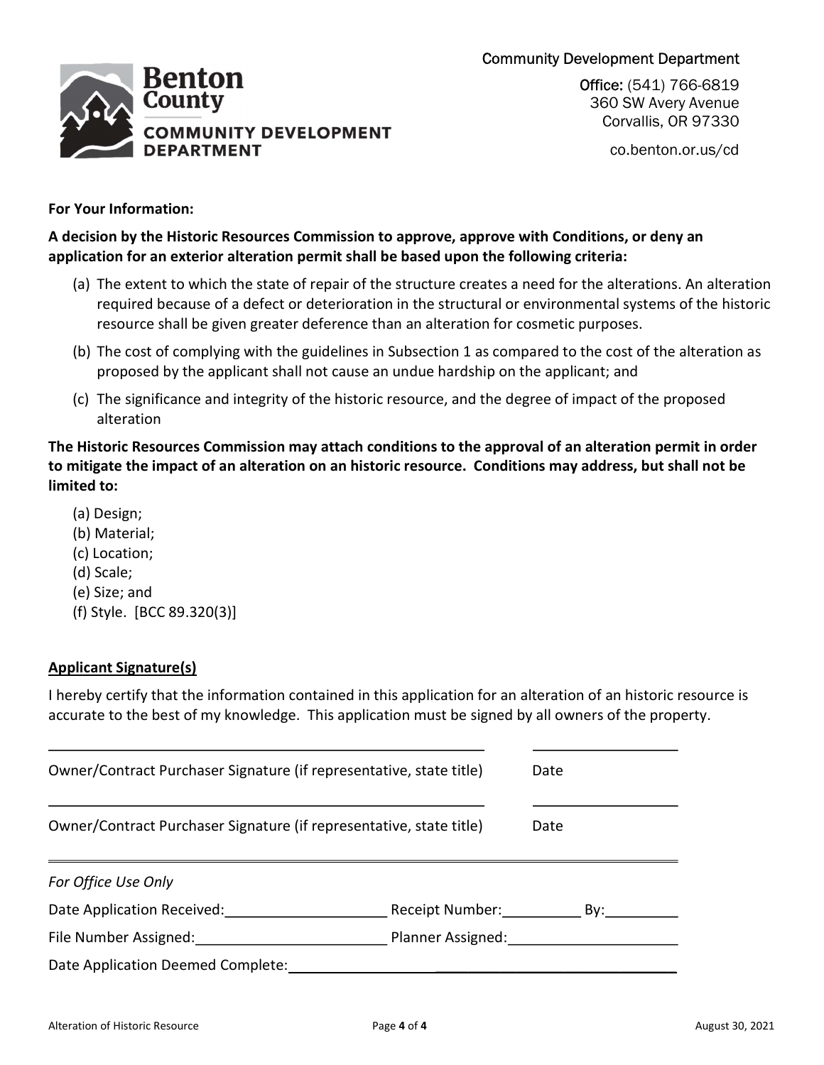Community Development Department

Office: (541) 766-6819
360 SW Avery Avenue
Corvallis, OR 97330

co.benton.or.us/cd

**For Your Information:**

**A decision by the Historic Resources Commission to approve, approve with Conditions, or deny an application for an exterior alteration permit shall be based upon the following criteria:**

(a) The extent to which the state of repair of the structure creates a need for the alterations. An alteration required because of a defect or deterioration in the structural or environmental systems of the historic resource shall be given greater deference than an alteration for cosmetic purposes.

(b) The cost of complying with the guidelines in Subsection 1 as compared to the cost of the alteration as proposed by the applicant shall not cause an undue hardship on the applicant; and

(c) The significance and integrity of the historic resource, and the degree of impact of the proposed alteration

**The Historic Resources Commission may attach conditions to the approval of an alteration permit in order to mitigate the impact of an alteration on an historic resource. Conditions may address, but shall not be limited to:**

(a) Design;
(b) Material;
(c) Location;
(d) Scale;
(e) Size; and
(f) Style. [BCC 89.320(3)]

**Applicant Signature(s)**

I hereby certify that the information contained in this application for an alteration of an historic resource is accurate to the best of my knowledge. This application must be signed by all owners of the property.

______________________________________________ ________________

Owner/Contract Purchaser Signature (if representative, state title) Date

______________________________________________ ________________

Owner/Contract Purchaser Signature (if representative, state title) Date

*For Office Use Only*

Date Application Received:__________________ Receipt Number:__________ By:_________

File Number Assigned:______________________ Planner Assigned:____________________

Date Application Deemed Complete:______________________________________________